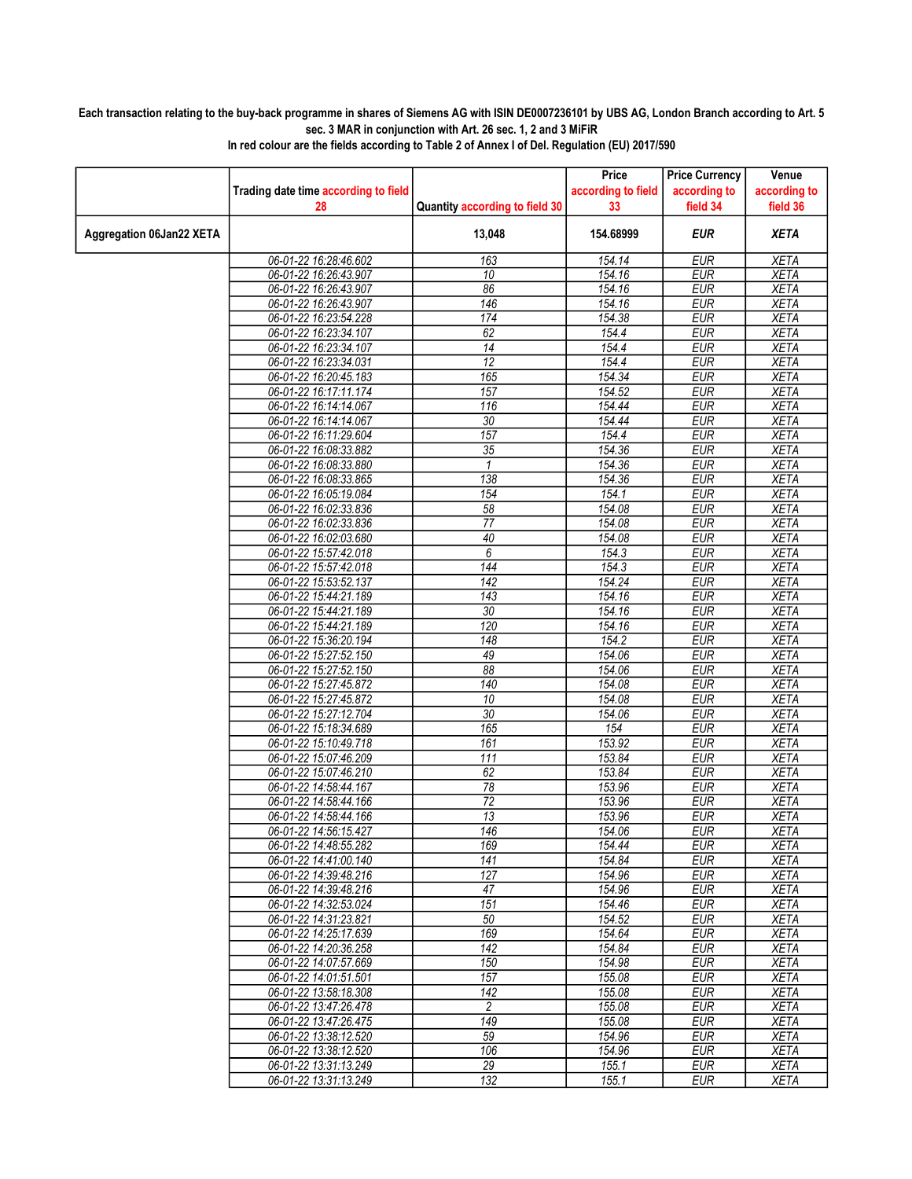**Each transaction relating to the buy-back programme in shares of Siemens AG with ISIN DE0007236101 by UBS AG, London Branch according to Art. 5 sec. 3 MAR in conjunction with Art. 26 sec. 1, 2 and 3 MiFiR**

**In red colour are the fields according to Table 2 of Annex I of Del. Regulation (EU) 2017/590**

| | Trading date time according to field 28 | Quantity according to field 30 | Price according to field 33 | Price Currency according to field 34 | Venue according to field 36 |
|---|---|---|---|---|---|
| **Aggregation 06Jan22 XETA** | | **13,048** | **154.68999** | ***EUR*** | ***XETA*** |
| | 06-01-22 16:28:46.602 | 163 | 154.14 | EUR | XETA |
| | 06-01-22 16:26:43.907 | 10 | 154.16 | EUR | XETA |
| | 06-01-22 16:26:43.907 | 86 | 154.16 | EUR | XETA |
| | 06-01-22 16:26:43.907 | 146 | 154.16 | EUR | XETA |
| | 06-01-22 16:23:54.228 | 174 | 154.38 | EUR | XETA |
| | 06-01-22 16:23:34.107 | 62 | 154.4 | EUR | XETA |
| | 06-01-22 16:23:34.107 | 14 | 154.4 | EUR | XETA |
| | 06-01-22 16:23:34.031 | 12 | 154.4 | EUR | XETA |
| | 06-01-22 16:20:45.183 | 165 | 154.34 | EUR | XETA |
| | 06-01-22 16:17:11.174 | 157 | 154.52 | EUR | XETA |
| | 06-01-22 16:14:14.067 | 116 | 154.44 | EUR | XETA |
| | 06-01-22 16:14:14.067 | 30 | 154.44 | EUR | XETA |
| | 06-01-22 16:11:29.604 | 157 | 154.4 | EUR | XETA |
| | 06-01-22 16:08:33.882 | 35 | 154.36 | EUR | XETA |
| | 06-01-22 16:08:33.880 | 1 | 154.36 | EUR | XETA |
| | 06-01-22 16:08:33.865 | 138 | 154.36 | EUR | XETA |
| | 06-01-22 16:05:19.084 | 154 | 154.1 | EUR | XETA |
| | 06-01-22 16:02:33.836 | 58 | 154.08 | EUR | XETA |
| | 06-01-22 16:02:33.836 | 77 | 154.08 | EUR | XETA |
| | 06-01-22 16:02:03.680 | 40 | 154.08 | EUR | XETA |
| | 06-01-22 15:57:42.018 | 6 | 154.3 | EUR | XETA |
| | 06-01-22 15:57:42.018 | 144 | 154.3 | EUR | XETA |
| | 06-01-22 15:53:52.137 | 142 | 154.24 | EUR | XETA |
| | 06-01-22 15:44:21.189 | 143 | 154.16 | EUR | XETA |
| | 06-01-22 15:44:21.189 | 30 | 154.16 | EUR | XETA |
| | 06-01-22 15:44:21.189 | 120 | 154.16 | EUR | XETA |
| | 06-01-22 15:36:20.194 | 148 | 154.2 | EUR | XETA |
| | 06-01-22 15:27:52.150 | 49 | 154.06 | EUR | XETA |
| | 06-01-22 15:27:52.150 | 88 | 154.06 | EUR | XETA |
| | 06-01-22 15:27:45.872 | 140 | 154.08 | EUR | XETA |
| | 06-01-22 15:27:45.872 | 10 | 154.08 | EUR | XETA |
| | 06-01-22 15:27:12.704 | 30 | 154.06 | EUR | XETA |
| | 06-01-22 15:18:34.689 | 165 | 154 | EUR | XETA |
| | 06-01-22 15:10:49.718 | 161 | 153.92 | EUR | XETA |
| | 06-01-22 15:07:46.209 | 111 | 153.84 | EUR | XETA |
| | 06-01-22 15:07:46.210 | 62 | 153.84 | EUR | XETA |
| | 06-01-22 14:58:44.167 | 78 | 153.96 | EUR | XETA |
| | 06-01-22 14:58:44.166 | 72 | 153.96 | EUR | XETA |
| | 06-01-22 14:58:44.166 | 13 | 153.96 | EUR | XETA |
| | 06-01-22 14:56:15.427 | 146 | 154.06 | EUR | XETA |
| | 06-01-22 14:48:55.282 | 169 | 154.44 | EUR | XETA |
| | 06-01-22 14:41:00.140 | 141 | 154.84 | EUR | XETA |
| | 06-01-22 14:39:48.216 | 127 | 154.96 | EUR | XETA |
| | 06-01-22 14:39:48.216 | 47 | 154.96 | EUR | XETA |
| | 06-01-22 14:32:53.024 | 151 | 154.46 | EUR | XETA |
| | 06-01-22 14:31:23.821 | 50 | 154.52 | EUR | XETA |
| | 06-01-22 14:25:17.639 | 169 | 154.64 | EUR | XETA |
| | 06-01-22 14:20:36.258 | 142 | 154.84 | EUR | XETA |
| | 06-01-22 14:07:57.669 | 150 | 154.98 | EUR | XETA |
| | 06-01-22 14:01:51.501 | 157 | 155.08 | EUR | XETA |
| | 06-01-22 13:58:18.308 | 142 | 155.08 | EUR | XETA |
| | 06-01-22 13:47:26.478 | 2 | 155.08 | EUR | XETA |
| | 06-01-22 13:47:26.475 | 149 | 155.08 | EUR | XETA |
| | 06-01-22 13:38:12.520 | 59 | 154.96 | EUR | XETA |
| | 06-01-22 13:38:12.520 | 106 | 154.96 | EUR | XETA |
| | 06-01-22 13:31:13.249 | 29 | 155.1 | EUR | XETA |
| | 06-01-22 13:31:13.249 | 132 | 155.1 | EUR | XETA |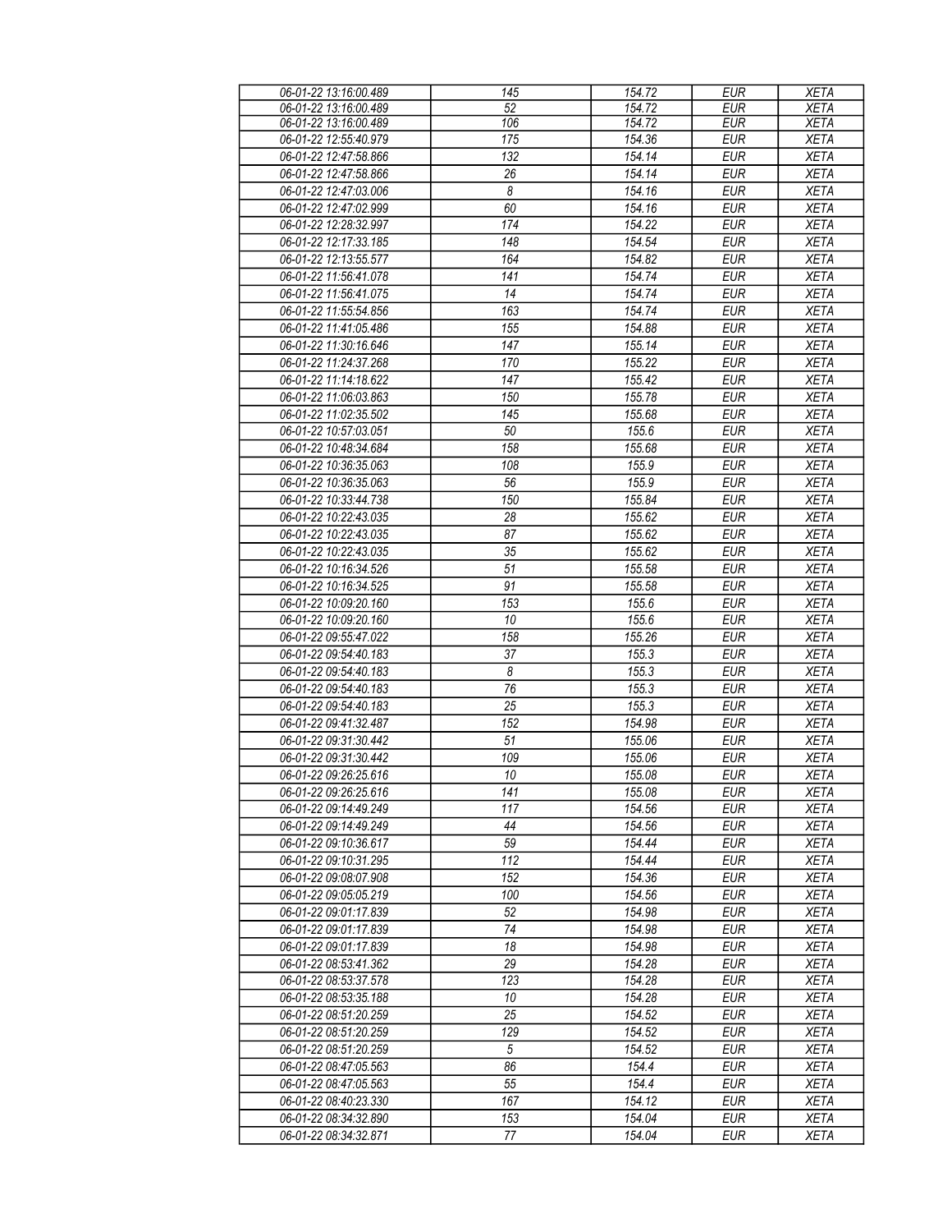| 06-01-22 13:16:00.489 | 145 | 154.72 | EUR | XETA |
|---|---|---|---|---|
| 06-01-22 13:16:00.489 | 52 | 154.72 | EUR | XETA |
| 06-01-22 13:16:00.489 | 106 | 154.72 | EUR | XETA |
| 06-01-22 12:55:40.979 | 175 | 154.36 | EUR | XETA |
| 06-01-22 12:47:58.866 | 132 | 154.14 | EUR | XETA |
| 06-01-22 12:47:58.866 | 26 | 154.14 | EUR | XETA |
| 06-01-22 12:47:03.006 | 8 | 154.16 | EUR | XETA |
| 06-01-22 12:47:02.999 | 60 | 154.16 | EUR | XETA |
| 06-01-22 12:28:32.997 | 174 | 154.22 | EUR | XETA |
| 06-01-22 12:17:33.185 | 148 | 154.54 | EUR | XETA |
| 06-01-22 12:13:55.577 | 164 | 154.82 | EUR | XETA |
| 06-01-22 11:56:41.078 | 141 | 154.74 | EUR | XETA |
| 06-01-22 11:56:41.075 | 14 | 154.74 | EUR | XETA |
| 06-01-22 11:55:54.856 | 163 | 154.74 | EUR | XETA |
| 06-01-22 11:41:05.486 | 155 | 154.88 | EUR | XETA |
| 06-01-22 11:30:16.646 | 147 | 155.14 | EUR | XETA |
| 06-01-22 11:24:37.268 | 170 | 155.22 | EUR | XETA |
| 06-01-22 11:14:18.622 | 147 | 155.42 | EUR | XETA |
| 06-01-22 11:06:03.863 | 150 | 155.78 | EUR | XETA |
| 06-01-22 11:02:35.502 | 145 | 155.68 | EUR | XETA |
| 06-01-22 10:57:03.051 | 50 | 155.6 | EUR | XETA |
| 06-01-22 10:48:34.684 | 158 | 155.68 | EUR | XETA |
| 06-01-22 10:36:35.063 | 108 | 155.9 | EUR | XETA |
| 06-01-22 10:36:35.063 | 56 | 155.9 | EUR | XETA |
| 06-01-22 10:33:44.738 | 150 | 155.84 | EUR | XETA |
| 06-01-22 10:22:43.035 | 28 | 155.62 | EUR | XETA |
| 06-01-22 10:22:43.035 | 87 | 155.62 | EUR | XETA |
| 06-01-22 10:22:43.035 | 35 | 155.62 | EUR | XETA |
| 06-01-22 10:16:34.526 | 51 | 155.58 | EUR | XETA |
| 06-01-22 10:16:34.525 | 91 | 155.58 | EUR | XETA |
| 06-01-22 10:09:20.160 | 153 | 155.6 | EUR | XETA |
| 06-01-22 10:09:20.160 | 10 | 155.6 | EUR | XETA |
| 06-01-22 09:55:47.022 | 158 | 155.26 | EUR | XETA |
| 06-01-22 09:54:40.183 | 37 | 155.3 | EUR | XETA |
| 06-01-22 09:54:40.183 | 8 | 155.3 | EUR | XETA |
| 06-01-22 09:54:40.183 | 76 | 155.3 | EUR | XETA |
| 06-01-22 09:54:40.183 | 25 | 155.3 | EUR | XETA |
| 06-01-22 09:41:32.487 | 152 | 154.98 | EUR | XETA |
| 06-01-22 09:31:30.442 | 51 | 155.06 | EUR | XETA |
| 06-01-22 09:31:30.442 | 109 | 155.06 | EUR | XETA |
| 06-01-22 09:26:25.616 | 10 | 155.08 | EUR | XETA |
| 06-01-22 09:26:25.616 | 141 | 155.08 | EUR | XETA |
| 06-01-22 09:14:49.249 | 117 | 154.56 | EUR | XETA |
| 06-01-22 09:14:49.249 | 44 | 154.56 | EUR | XETA |
| 06-01-22 09:10:36.617 | 59 | 154.44 | EUR | XETA |
| 06-01-22 09:10:31.295 | 112 | 154.44 | EUR | XETA |
| 06-01-22 09:08:07.908 | 152 | 154.36 | EUR | XETA |
| 06-01-22 09:05:05.219 | 100 | 154.56 | EUR | XETA |
| 06-01-22 09:01:17.839 | 52 | 154.98 | EUR | XETA |
| 06-01-22 09:01:17.839 | 74 | 154.98 | EUR | XETA |
| 06-01-22 09:01:17.839 | 18 | 154.98 | EUR | XETA |
| 06-01-22 08:53:41.362 | 29 | 154.28 | EUR | XETA |
| 06-01-22 08:53:37.578 | 123 | 154.28 | EUR | XETA |
| 06-01-22 08:53:35.188 | 10 | 154.28 | EUR | XETA |
| 06-01-22 08:51:20.259 | 25 | 154.52 | EUR | XETA |
| 06-01-22 08:51:20.259 | 129 | 154.52 | EUR | XETA |
| 06-01-22 08:51:20.259 | 5 | 154.52 | EUR | XETA |
| 06-01-22 08:47:05.563 | 86 | 154.4 | EUR | XETA |
| 06-01-22 08:47:05.563 | 55 | 154.4 | EUR | XETA |
| 06-01-22 08:40:23.330 | 167 | 154.12 | EUR | XETA |
| 06-01-22 08:34:32.890 | 153 | 154.04 | EUR | XETA |
| 06-01-22 08:34:32.871 | 77 | 154.04 | EUR | XETA |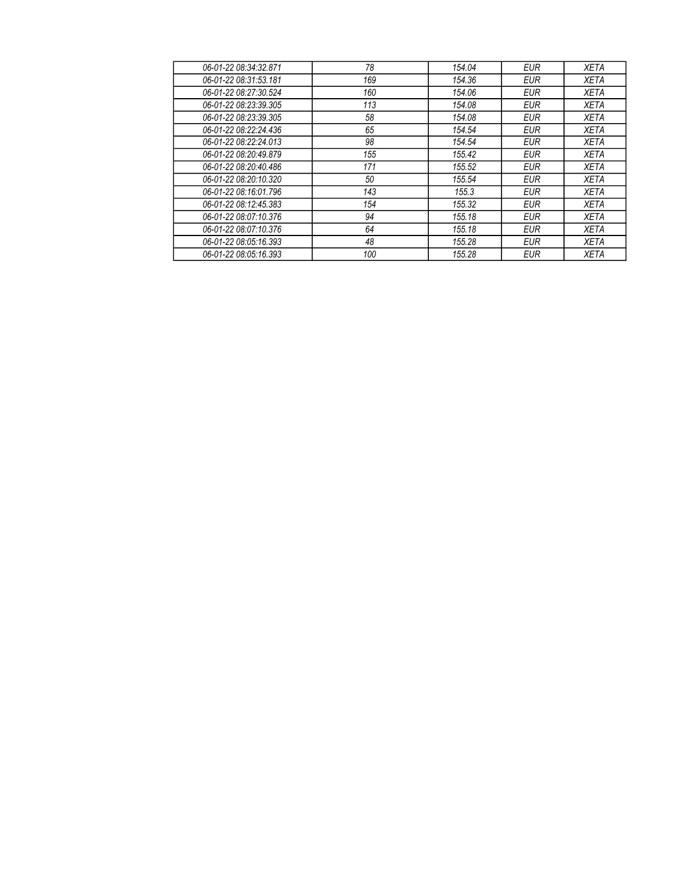| 06-01-22 08:34:32.871 | 78 | 154.04 | EUR | XETA |
|---|---|---|---|---|
| 06-01-22 08:31:53.181 | 169 | 154.36 | EUR | XETA |
| 06-01-22 08:27:30.524 | 160 | 154.06 | EUR | XETA |
| 06-01-22 08:23:39.305 | 113 | 154.08 | EUR | XETA |
| 06-01-22 08:23:39.305 | 58 | 154.08 | EUR | XETA |
| 06-01-22 08:22:24.436 | 65 | 154.54 | EUR | XETA |
| 06-01-22 08:22:24.013 | 98 | 154.54 | EUR | XETA |
| 06-01-22 08:20:49.879 | 155 | 155.42 | EUR | XETA |
| 06-01-22 08:20:40.486 | 171 | 155.52 | EUR | XETA |
| 06-01-22 08:20:10.320 | 50 | 155.54 | EUR | XETA |
| 06-01-22 08:16:01.796 | 143 | 155.3 | EUR | XETA |
| 06-01-22 08:12:45.383 | 154 | 155.32 | EUR | XETA |
| 06-01-22 08:07:10.376 | 94 | 155.18 | EUR | XETA |
| 06-01-22 08:07:10.376 | 64 | 155.18 | EUR | XETA |
| 06-01-22 08:05:16.393 | 48 | 155.28 | EUR | XETA |
| 06-01-22 08:05:16.393 | 100 | 155.28 | EUR | XETA |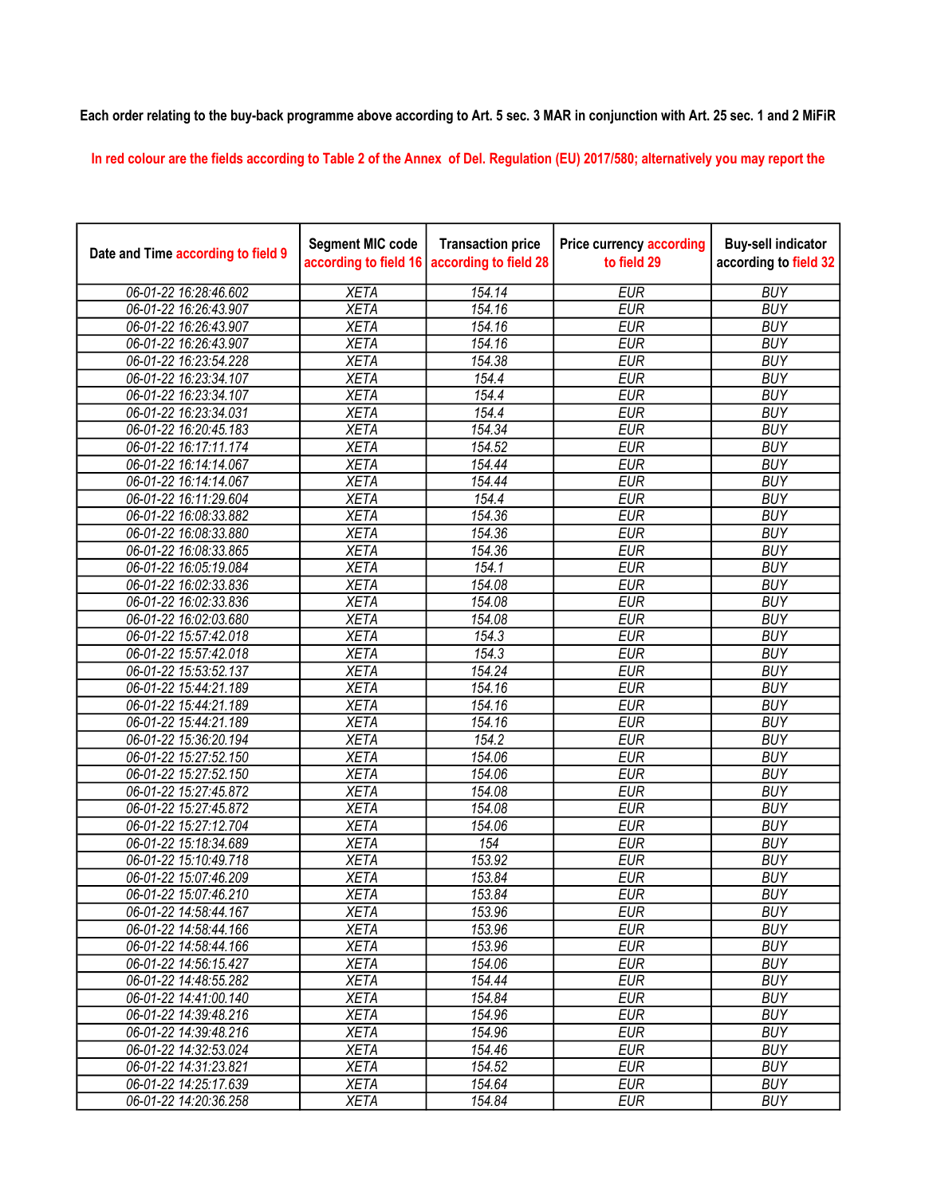Each order relating to the buy-back programme above according to Art. 5 sec. 3 MAR in conjunction with Art. 25 sec. 1 and 2 MiFiR

In red colour are the fields according to Table 2 of the Annex of Del. Regulation (EU) 2017/580; alternatively you may report the

| Date and Time according to field 9 | Segment MIC code according to field 16 | Transaction price according to field 28 | Price currency according to field 29 | Buy-sell indicator according to field 32 |
|---|---|---|---|---|
| 06-01-22 16:28:46.602 | XETA | 154.14 | EUR | BUY |
| 06-01-22 16:26:43.907 | XETA | 154.16 | EUR | BUY |
| 06-01-22 16:26:43.907 | XETA | 154.16 | EUR | BUY |
| 06-01-22 16:26:43.907 | XETA | 154.16 | EUR | BUY |
| 06-01-22 16:23:54.228 | XETA | 154.38 | EUR | BUY |
| 06-01-22 16:23:34.107 | XETA | 154.4 | EUR | BUY |
| 06-01-22 16:23:34.107 | XETA | 154.4 | EUR | BUY |
| 06-01-22 16:23:34.031 | XETA | 154.4 | EUR | BUY |
| 06-01-22 16:20:45.183 | XETA | 154.34 | EUR | BUY |
| 06-01-22 16:17:11.174 | XETA | 154.52 | EUR | BUY |
| 06-01-22 16:14:14.067 | XETA | 154.44 | EUR | BUY |
| 06-01-22 16:14:14.067 | XETA | 154.44 | EUR | BUY |
| 06-01-22 16:11:29.604 | XETA | 154.4 | EUR | BUY |
| 06-01-22 16:08:33.882 | XETA | 154.36 | EUR | BUY |
| 06-01-22 16:08:33.880 | XETA | 154.36 | EUR | BUY |
| 06-01-22 16:08:33.865 | XETA | 154.36 | EUR | BUY |
| 06-01-22 16:05:19.084 | XETA | 154.1 | EUR | BUY |
| 06-01-22 16:02:33.836 | XETA | 154.08 | EUR | BUY |
| 06-01-22 16:02:33.836 | XETA | 154.08 | EUR | BUY |
| 06-01-22 16:02:03.680 | XETA | 154.08 | EUR | BUY |
| 06-01-22 15:57:42.018 | XETA | 154.3 | EUR | BUY |
| 06-01-22 15:57:42.018 | XETA | 154.3 | EUR | BUY |
| 06-01-22 15:53:52.137 | XETA | 154.24 | EUR | BUY |
| 06-01-22 15:44:21.189 | XETA | 154.16 | EUR | BUY |
| 06-01-22 15:44:21.189 | XETA | 154.16 | EUR | BUY |
| 06-01-22 15:44:21.189 | XETA | 154.16 | EUR | BUY |
| 06-01-22 15:36:20.194 | XETA | 154.2 | EUR | BUY |
| 06-01-22 15:27:52.150 | XETA | 154.06 | EUR | BUY |
| 06-01-22 15:27:52.150 | XETA | 154.06 | EUR | BUY |
| 06-01-22 15:27:45.872 | XETA | 154.08 | EUR | BUY |
| 06-01-22 15:27:45.872 | XETA | 154.08 | EUR | BUY |
| 06-01-22 15:27:12.704 | XETA | 154.06 | EUR | BUY |
| 06-01-22 15:18:34.689 | XETA | 154 | EUR | BUY |
| 06-01-22 15:10:49.718 | XETA | 153.92 | EUR | BUY |
| 06-01-22 15:07:46.209 | XETA | 153.84 | EUR | BUY |
| 06-01-22 15:07:46.210 | XETA | 153.84 | EUR | BUY |
| 06-01-22 14:58:44.167 | XETA | 153.96 | EUR | BUY |
| 06-01-22 14:58:44.166 | XETA | 153.96 | EUR | BUY |
| 06-01-22 14:58:44.166 | XETA | 153.96 | EUR | BUY |
| 06-01-22 14:56:15.427 | XETA | 154.06 | EUR | BUY |
| 06-01-22 14:48:55.282 | XETA | 154.44 | EUR | BUY |
| 06-01-22 14:41:00.140 | XETA | 154.84 | EUR | BUY |
| 06-01-22 14:39:48.216 | XETA | 154.96 | EUR | BUY |
| 06-01-22 14:39:48.216 | XETA | 154.96 | EUR | BUY |
| 06-01-22 14:32:53.024 | XETA | 154.46 | EUR | BUY |
| 06-01-22 14:31:23.821 | XETA | 154.52 | EUR | BUY |
| 06-01-22 14:25:17.639 | XETA | 154.64 | EUR | BUY |
| 06-01-22 14:20:36.258 | XETA | 154.84 | EUR | BUY |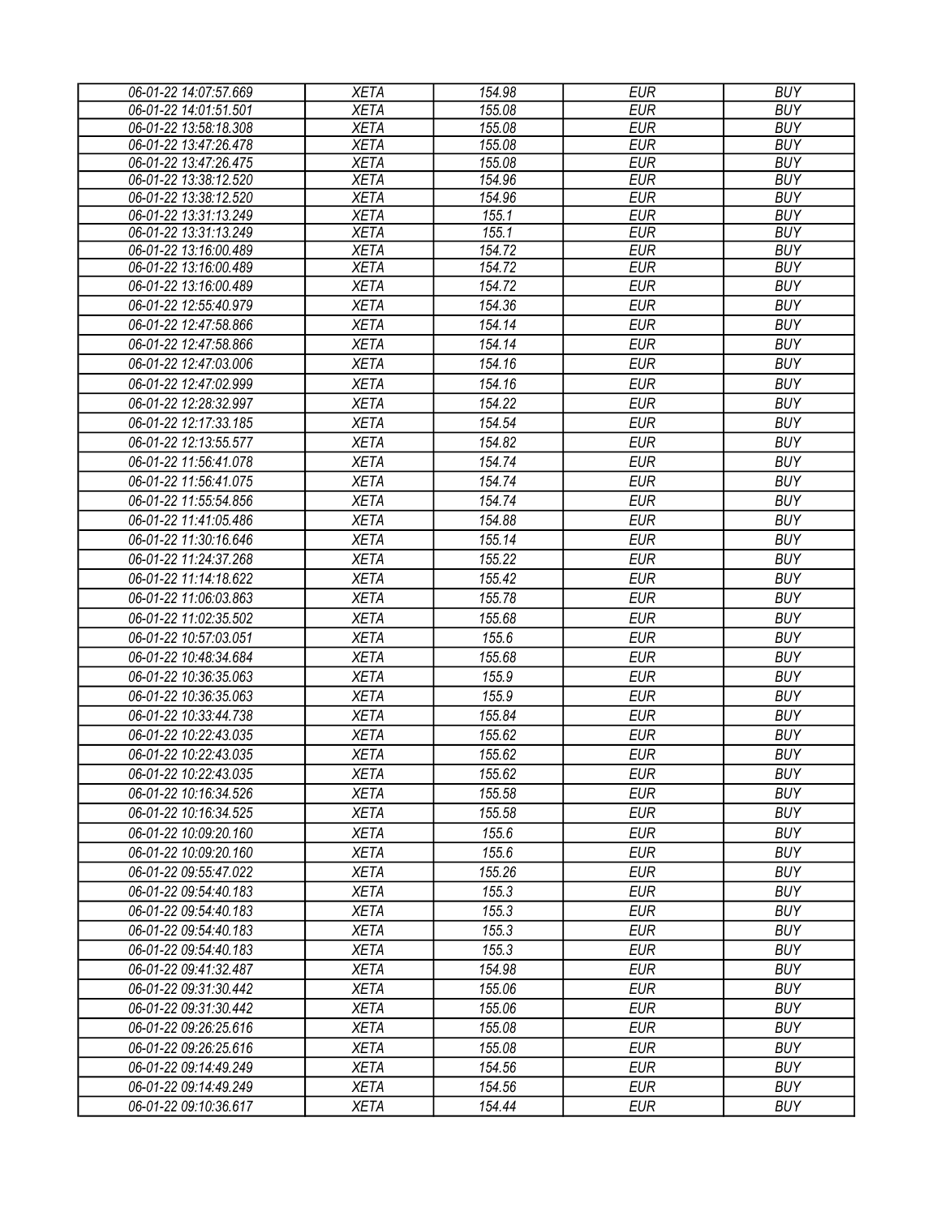| 06-01-22 14:07:57.669 | XETA | 154.98 | EUR | BUY |
|---|---|---|---|---|
| 06-01-22 14:01:51.501 | XETA | 155.08 | EUR | BUY |
| 06-01-22 13:58:18.308 | XETA | 155.08 | EUR | BUY |
| 06-01-22 13:47:26.478 | XETA | 155.08 | EUR | BUY |
| 06-01-22 13:47:26.475 | XETA | 155.08 | EUR | BUY |
| 06-01-22 13:38:12.520 | XETA | 154.96 | EUR | BUY |
| 06-01-22 13:38:12.520 | XETA | 154.96 | EUR | BUY |
| 06-01-22 13:31:13.249 | XETA | 155.1 | EUR | BUY |
| 06-01-22 13:31:13.249 | XETA | 155.1 | EUR | BUY |
| 06-01-22 13:16:00.489 | XETA | 154.72 | EUR | BUY |
| 06-01-22 13:16:00.489 | XETA | 154.72 | EUR | BUY |
| 06-01-22 13:16:00.489 | XETA | 154.72 | EUR | BUY |
| 06-01-22 12:55:40.979 | XETA | 154.36 | EUR | BUY |
| 06-01-22 12:47:58.866 | XETA | 154.14 | EUR | BUY |
| 06-01-22 12:47:58.866 | XETA | 154.14 | EUR | BUY |
| 06-01-22 12:47:03.006 | XETA | 154.16 | EUR | BUY |
| 06-01-22 12:47:02.999 | XETA | 154.16 | EUR | BUY |
| 06-01-22 12:28:32.997 | XETA | 154.22 | EUR | BUY |
| 06-01-22 12:17:33.185 | XETA | 154.54 | EUR | BUY |
| 06-01-22 12:13:55.577 | XETA | 154.82 | EUR | BUY |
| 06-01-22 11:56:41.078 | XETA | 154.74 | EUR | BUY |
| 06-01-22 11:56:41.075 | XETA | 154.74 | EUR | BUY |
| 06-01-22 11:55:54.856 | XETA | 154.74 | EUR | BUY |
| 06-01-22 11:41:05.486 | XETA | 154.88 | EUR | BUY |
| 06-01-22 11:30:16.646 | XETA | 155.14 | EUR | BUY |
| 06-01-22 11:24:37.268 | XETA | 155.22 | EUR | BUY |
| 06-01-22 11:14:18.622 | XETA | 155.42 | EUR | BUY |
| 06-01-22 11:06:03.863 | XETA | 155.78 | EUR | BUY |
| 06-01-22 11:02:35.502 | XETA | 155.68 | EUR | BUY |
| 06-01-22 10:57:03.051 | XETA | 155.6 | EUR | BUY |
| 06-01-22 10:48:34.684 | XETA | 155.68 | EUR | BUY |
| 06-01-22 10:36:35.063 | XETA | 155.9 | EUR | BUY |
| 06-01-22 10:36:35.063 | XETA | 155.9 | EUR | BUY |
| 06-01-22 10:33:44.738 | XETA | 155.84 | EUR | BUY |
| 06-01-22 10:22:43.035 | XETA | 155.62 | EUR | BUY |
| 06-01-22 10:22:43.035 | XETA | 155.62 | EUR | BUY |
| 06-01-22 10:22:43.035 | XETA | 155.62 | EUR | BUY |
| 06-01-22 10:16:34.526 | XETA | 155.58 | EUR | BUY |
| 06-01-22 10:16:34.525 | XETA | 155.58 | EUR | BUY |
| 06-01-22 10:09:20.160 | XETA | 155.6 | EUR | BUY |
| 06-01-22 10:09:20.160 | XETA | 155.6 | EUR | BUY |
| 06-01-22 09:55:47.022 | XETA | 155.26 | EUR | BUY |
| 06-01-22 09:54:40.183 | XETA | 155.3 | EUR | BUY |
| 06-01-22 09:54:40.183 | XETA | 155.3 | EUR | BUY |
| 06-01-22 09:54:40.183 | XETA | 155.3 | EUR | BUY |
| 06-01-22 09:54:40.183 | XETA | 155.3 | EUR | BUY |
| 06-01-22 09:41:32.487 | XETA | 154.98 | EUR | BUY |
| 06-01-22 09:31:30.442 | XETA | 155.06 | EUR | BUY |
| 06-01-22 09:31:30.442 | XETA | 155.06 | EUR | BUY |
| 06-01-22 09:26:25.616 | XETA | 155.08 | EUR | BUY |
| 06-01-22 09:26:25.616 | XETA | 155.08 | EUR | BUY |
| 06-01-22 09:14:49.249 | XETA | 154.56 | EUR | BUY |
| 06-01-22 09:14:49.249 | XETA | 154.56 | EUR | BUY |
| 06-01-22 09:10:36.617 | XETA | 154.44 | EUR | BUY |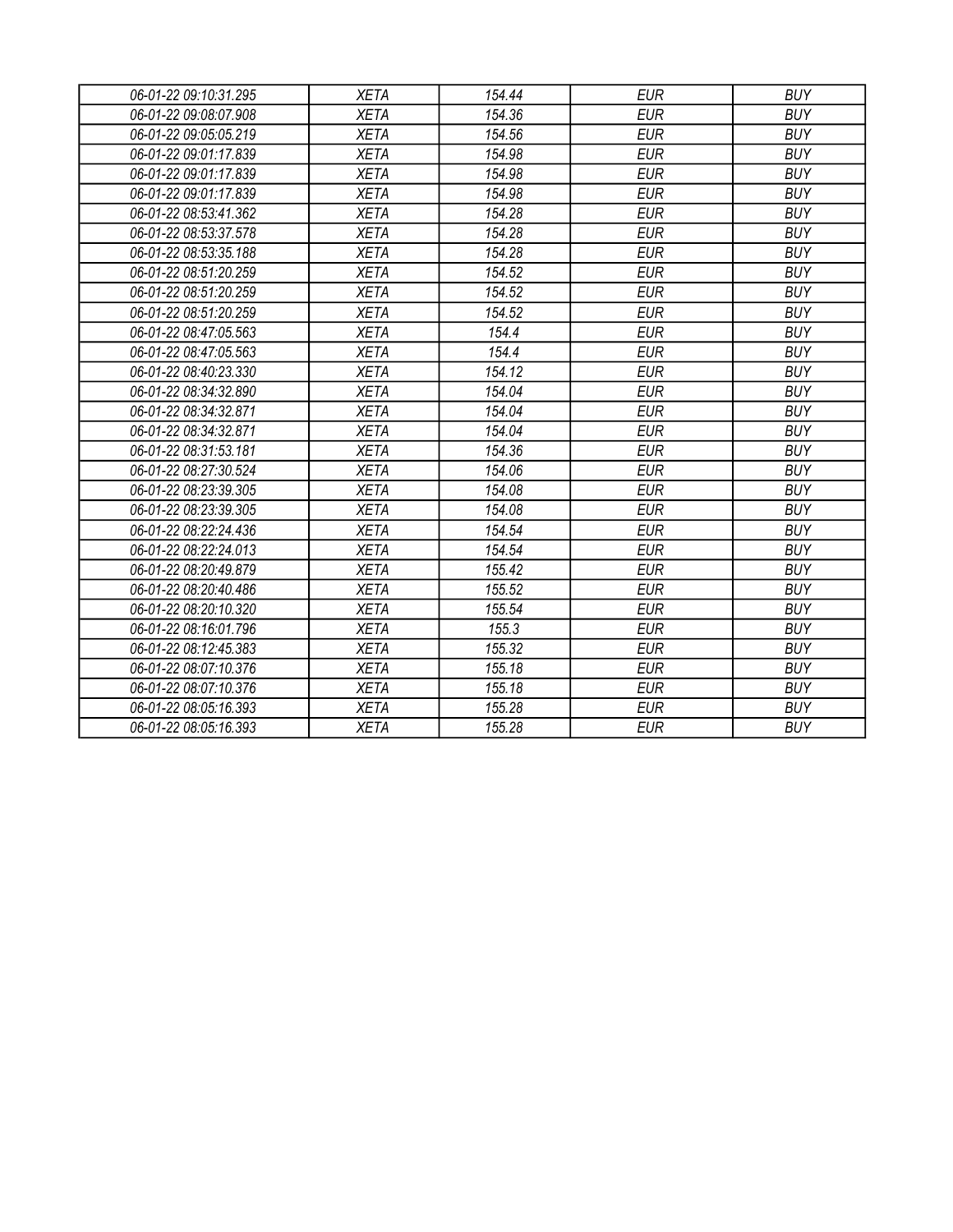| | | | | |
|---|---|---|---|---|
| *06-01-22 09:10:31.295* | *XETA* | *154.44* | *EUR* | *BUY* |
| *06-01-22 09:08:07.908* | *XETA* | *154.36* | *EUR* | *BUY* |
| *06-01-22 09:05:05.219* | *XETA* | *154.56* | *EUR* | *BUY* |
| *06-01-22 09:01:17.839* | *XETA* | *154.98* | *EUR* | *BUY* |
| *06-01-22 09:01:17.839* | *XETA* | *154.98* | *EUR* | *BUY* |
| *06-01-22 09:01:17.839* | *XETA* | *154.98* | *EUR* | *BUY* |
| *06-01-22 08:53:41.362* | *XETA* | *154.28* | *EUR* | *BUY* |
| *06-01-22 08:53:37.578* | *XETA* | *154.28* | *EUR* | *BUY* |
| *06-01-22 08:53:35.188* | *XETA* | *154.28* | *EUR* | *BUY* |
| *06-01-22 08:51:20.259* | *XETA* | *154.52* | *EUR* | *BUY* |
| *06-01-22 08:51:20.259* | *XETA* | *154.52* | *EUR* | *BUY* |
| *06-01-22 08:51:20.259* | *XETA* | *154.52* | *EUR* | *BUY* |
| *06-01-22 08:47:05.563* | *XETA* | *154.4* | *EUR* | *BUY* |
| *06-01-22 08:47:05.563* | *XETA* | *154.4* | *EUR* | *BUY* |
| *06-01-22 08:40:23.330* | *XETA* | *154.12* | *EUR* | *BUY* |
| *06-01-22 08:34:32.890* | *XETA* | *154.04* | *EUR* | *BUY* |
| *06-01-22 08:34:32.871* | *XETA* | *154.04* | *EUR* | *BUY* |
| *06-01-22 08:34:32.871* | *XETA* | *154.04* | *EUR* | *BUY* |
| *06-01-22 08:31:53.181* | *XETA* | *154.36* | *EUR* | *BUY* |
| *06-01-22 08:27:30.524* | *XETA* | *154.06* | *EUR* | *BUY* |
| *06-01-22 08:23:39.305* | *XETA* | *154.08* | *EUR* | *BUY* |
| *06-01-22 08:23:39.305* | *XETA* | *154.08* | *EUR* | *BUY* |
| *06-01-22 08:22:24.436* | *XETA* | *154.54* | *EUR* | *BUY* |
| *06-01-22 08:22:24.013* | *XETA* | *154.54* | *EUR* | *BUY* |
| *06-01-22 08:20:49.879* | *XETA* | *155.42* | *EUR* | *BUY* |
| *06-01-22 08:20:40.486* | *XETA* | *155.52* | *EUR* | *BUY* |
| *06-01-22 08:20:10.320* | *XETA* | *155.54* | *EUR* | *BUY* |
| *06-01-22 08:16:01.796* | *XETA* | *155.3* | *EUR* | *BUY* |
| *06-01-22 08:12:45.383* | *XETA* | *155.32* | *EUR* | *BUY* |
| *06-01-22 08:07:10.376* | *XETA* | *155.18* | *EUR* | *BUY* |
| *06-01-22 08:07:10.376* | *XETA* | *155.18* | *EUR* | *BUY* |
| *06-01-22 08:05:16.393* | *XETA* | *155.28* | *EUR* | *BUY* |
| *06-01-22 08:05:16.393* | *XETA* | *155.28* | *EUR* | *BUY* |